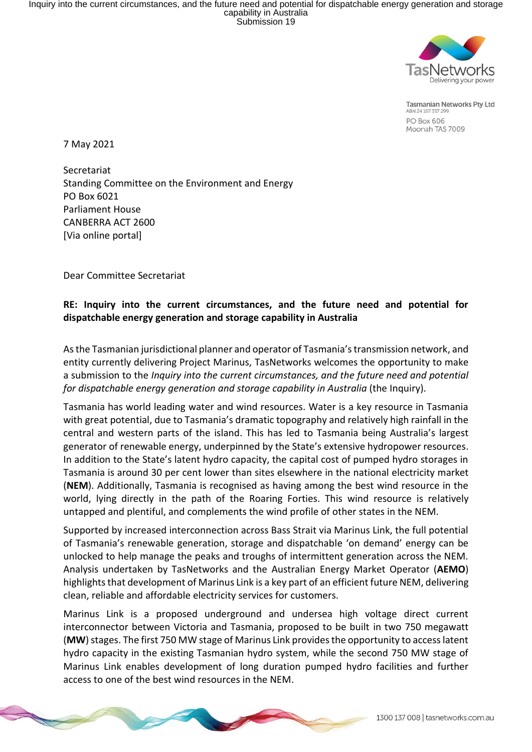Tasmanian Networks Pty Ltd
ABN 24 167 357 299
PO Box 606
Moonah TAS 7009

7 May 2021

Secretariat
Standing Committee on the Environment and Energy
PO Box 6021
Parliament House
CANBERRA ACT 2600
[Via online portal]

Dear Committee Secretariat

**RE: Inquiry into the current circumstances, and the future need and potential for dispatchable energy generation and storage capability in Australia**

As the Tasmanian jurisdictional planner and operator of Tasmania's transmission network, and entity currently delivering Project Marinus, TasNetworks welcomes the opportunity to make a submission to the *Inquiry into the current circumstances, and the future need and potential for dispatchable energy generation and storage capability in Australia* (the Inquiry).

Tasmania has world leading water and wind resources. Water is a key resource in Tasmania with great potential, due to Tasmania's dramatic topography and relatively high rainfall in the central and western parts of the island. This has led to Tasmania being Australia's largest generator of renewable energy, underpinned by the State's extensive hydropower resources. In addition to the State's latent hydro capacity, the capital cost of pumped hydro storages in Tasmania is around 30 per cent lower than sites elsewhere in the national electricity market (**NEM**). Additionally, Tasmania is recognised as having among the best wind resource in the world, lying directly in the path of the Roaring Forties. This wind resource is relatively untapped and plentiful, and complements the wind profile of other states in the NEM.

Supported by increased interconnection across Bass Strait via Marinus Link, the full potential of Tasmania's renewable generation, storage and dispatchable 'on demand' energy can be unlocked to help manage the peaks and troughs of intermittent generation across the NEM. Analysis undertaken by TasNetworks and the Australian Energy Market Operator (**AEMO**) highlights that development of Marinus Link is a key part of an efficient future NEM, delivering clean, reliable and affordable electricity services for customers.

Marinus Link is a proposed underground and undersea high voltage direct current interconnector between Victoria and Tasmania, proposed to be built in two 750 megawatt (**MW**) stages. The first 750 MW stage of Marinus Link provides the opportunity to access latent hydro capacity in the existing Tasmanian hydro system, while the second 750 MW stage of Marinus Link enables development of long duration pumped hydro facilities and further access to one of the best wind resources in the NEM.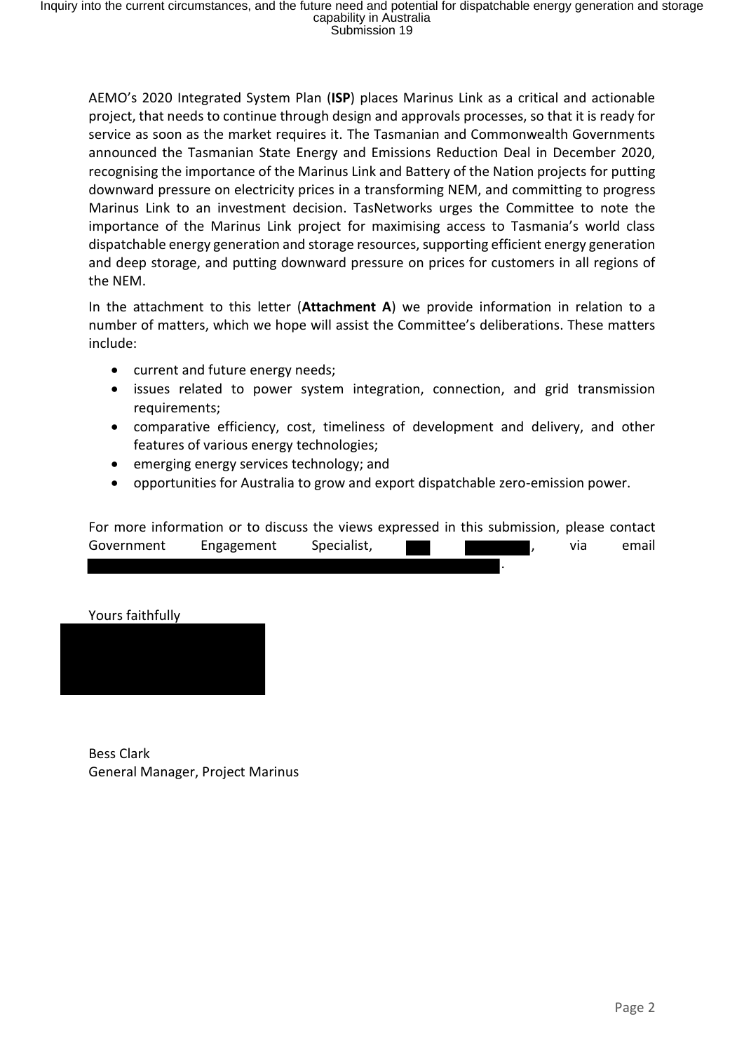AEMO's 2020 Integrated System Plan (**ISP**) places Marinus Link as a critical and actionable project, that needs to continue through design and approvals processes, so that it is ready for service as soon as the market requires it. The Tasmanian and Commonwealth Governments announced the Tasmanian State Energy and Emissions Reduction Deal in December 2020, recognising the importance of the Marinus Link and Battery of the Nation projects for putting downward pressure on electricity prices in a transforming NEM, and committing to progress Marinus Link to an investment decision. TasNetworks urges the Committee to note the importance of the Marinus Link project for maximising access to Tasmania's world class dispatchable energy generation and storage resources, supporting efficient energy generation and deep storage, and putting downward pressure on prices for customers in all regions of the NEM.

In the attachment to this letter (**Attachment A**) we provide information in relation to a number of matters, which we hope will assist the Committee's deliberations. These matters include:

- current and future energy needs;
- issues related to power system integration, connection, and grid transmission requirements;
- comparative efficiency, cost, timeliness of development and delivery, and other features of various energy technologies;
- emerging energy services technology; and
- opportunities for Australia to grow and export dispatchable zero-emission power.

For more information or to discuss the views expressed in this submission, please contact Government Engagement Specialist, [redacted], via email [redacted].

Yours faithfully

[redacted]

Bess Clark
General Manager, Project Marinus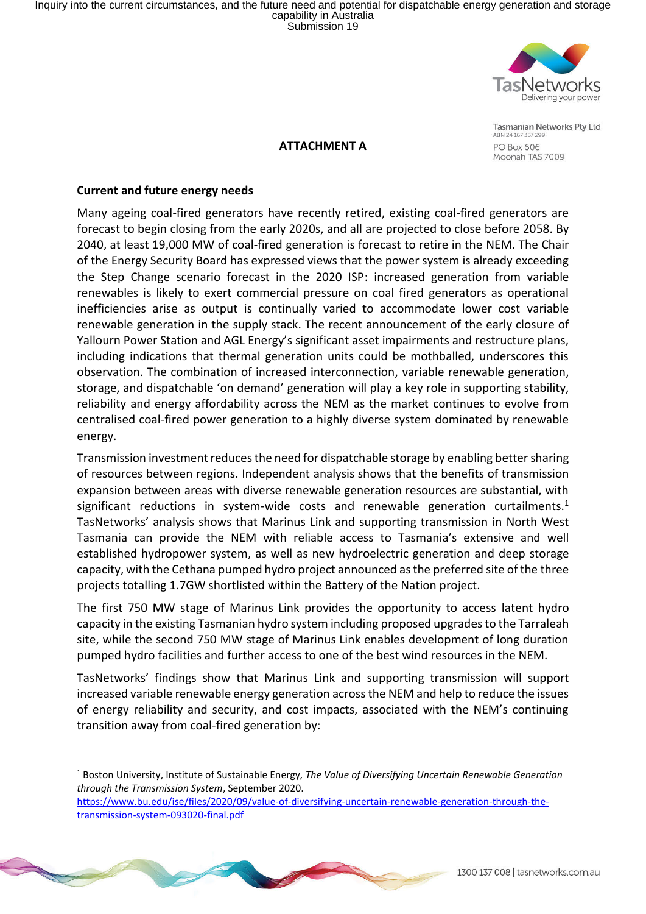**ATTACHMENT A**

**Current and future energy needs**

Many ageing coal-fired generators have recently retired, existing coal-fired generators are forecast to begin closing from the early 2020s, and all are projected to close before 2058. By 2040, at least 19,000 MW of coal-fired generation is forecast to retire in the NEM. The Chair of the Energy Security Board has expressed views that the power system is already exceeding the Step Change scenario forecast in the 2020 ISP: increased generation from variable renewables is likely to exert commercial pressure on coal fired generators as operational inefficiencies arise as output is continually varied to accommodate lower cost variable renewable generation in the supply stack. The recent announcement of the early closure of Yallourn Power Station and AGL Energy's significant asset impairments and restructure plans, including indications that thermal generation units could be mothballed, underscores this observation. The combination of increased interconnection, variable renewable generation, storage, and dispatchable 'on demand' generation will play a key role in supporting stability, reliability and energy affordability across the NEM as the market continues to evolve from centralised coal-fired power generation to a highly diverse system dominated by renewable energy.

Transmission investment reduces the need for dispatchable storage by enabling better sharing of resources between regions. Independent analysis shows that the benefits of transmission expansion between areas with diverse renewable generation resources are substantial, with significant reductions in system-wide costs and renewable generation curtailments.[1] TasNetworks' analysis shows that Marinus Link and supporting transmission in North West Tasmania can provide the NEM with reliable access to Tasmania's extensive and well established hydropower system, as well as new hydroelectric generation and deep storage capacity, with the Cethana pumped hydro project announced as the preferred site of the three projects totalling 1.7GW shortlisted within the Battery of the Nation project.

The first 750 MW stage of Marinus Link provides the opportunity to access latent hydro capacity in the existing Tasmanian hydro system including proposed upgrades to the Tarraleah site, while the second 750 MW stage of Marinus Link enables development of long duration pumped hydro facilities and further access to one of the best wind resources in the NEM.

TasNetworks' findings show that Marinus Link and supporting transmission will support increased variable renewable energy generation across the NEM and help to reduce the issues of energy reliability and security, and cost impacts, associated with the NEM's continuing transition away from coal-fired generation by:

---

[1] Boston University, Institute of Sustainable Energy, *The Value of Diversifying Uncertain Renewable Generation through the Transmission System*, September 2020. https://www.bu.edu/ise/files/2020/09/value-of-diversifying-uncertain-renewable-generation-through-the-transmission-system-093020-final.pdf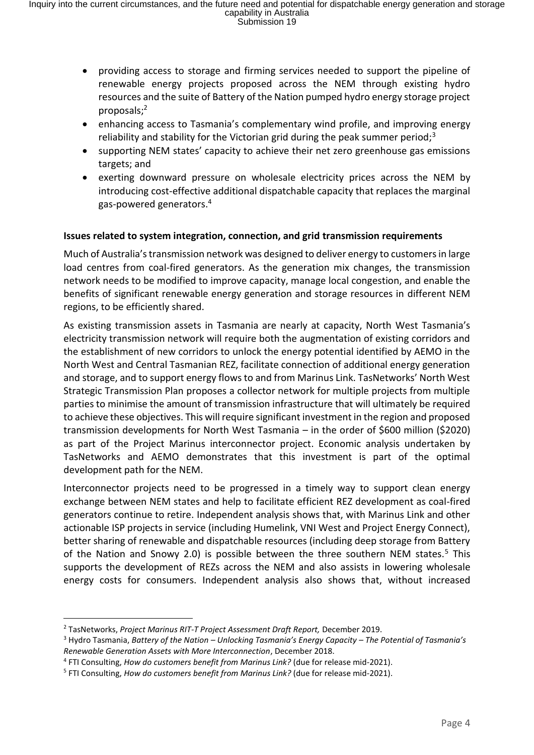- providing access to storage and firming services needed to support the pipeline of renewable energy projects proposed across the NEM through existing hydro resources and the suite of Battery of the Nation pumped hydro energy storage project proposals;[2]
- enhancing access to Tasmania's complementary wind profile, and improving energy reliability and stability for the Victorian grid during the peak summer period;[3]
- supporting NEM states' capacity to achieve their net zero greenhouse gas emissions targets; and
- exerting downward pressure on wholesale electricity prices across the NEM by introducing cost-effective additional dispatchable capacity that replaces the marginal gas-powered generators.[4]

**Issues related to system integration, connection, and grid transmission requirements**

Much of Australia's transmission network was designed to deliver energy to customers in large load centres from coal-fired generators. As the generation mix changes, the transmission network needs to be modified to improve capacity, manage local congestion, and enable the benefits of significant renewable energy generation and storage resources in different NEM regions, to be efficiently shared.

As existing transmission assets in Tasmania are nearly at capacity, North West Tasmania's electricity transmission network will require both the augmentation of existing corridors and the establishment of new corridors to unlock the energy potential identified by AEMO in the North West and Central Tasmanian REZ, facilitate connection of additional energy generation and storage, and to support energy flows to and from Marinus Link. TasNetworks' North West Strategic Transmission Plan proposes a collector network for multiple projects from multiple parties to minimise the amount of transmission infrastructure that will ultimately be required to achieve these objectives. This will require significant investment in the region and proposed transmission developments for North West Tasmania – in the order of $600 million ($2020) as part of the Project Marinus interconnector project. Economic analysis undertaken by TasNetworks and AEMO demonstrates that this investment is part of the optimal development path for the NEM.

Interconnector projects need to be progressed in a timely way to support clean energy exchange between NEM states and help to facilitate efficient REZ development as coal-fired generators continue to retire. Independent analysis shows that, with Marinus Link and other actionable ISP projects in service (including Humelink, VNI West and Project Energy Connect), better sharing of renewable and dispatchable resources (including deep storage from Battery of the Nation and Snowy 2.0) is possible between the three southern NEM states.[5] This supports the development of REZs across the NEM and also assists in lowering wholesale energy costs for consumers. Independent analysis also shows that, without increased

---

[2] TasNetworks, *Project Marinus RIT-T Project Assessment Draft Report,* December 2019.

[3] Hydro Tasmania, *Battery of the Nation – Unlocking Tasmania's Energy Capacity – The Potential of Tasmania's Renewable Generation Assets with More Interconnection*, December 2018.

[4] FTI Consulting, *How do customers benefit from Marinus Link?* (due for release mid-2021).

[5] FTI Consulting, *How do customers benefit from Marinus Link?* (due for release mid-2021).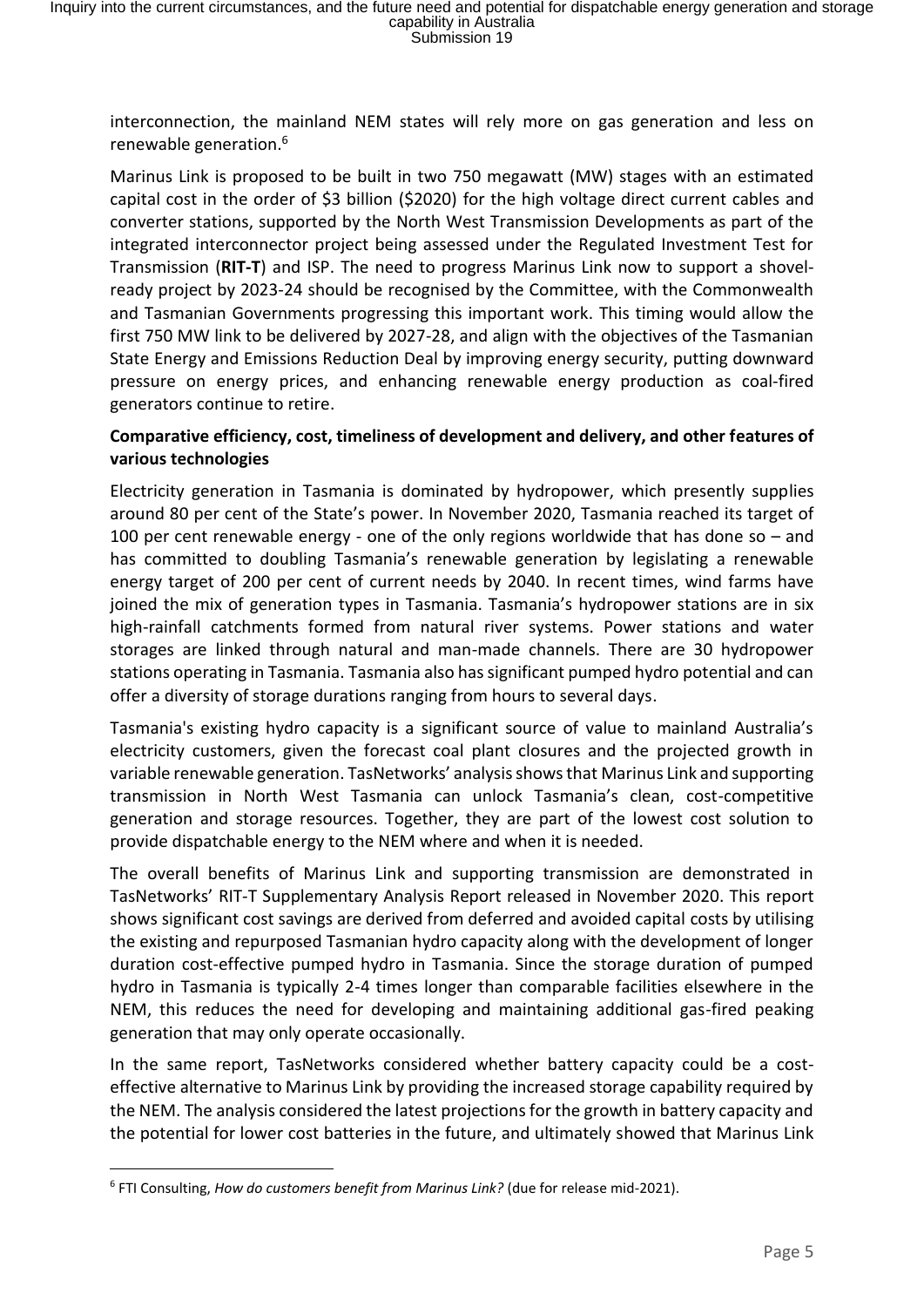interconnection, the mainland NEM states will rely more on gas generation and less on renewable generation.[6]

Marinus Link is proposed to be built in two 750 megawatt (MW) stages with an estimated capital cost in the order of $3 billion ($2020) for the high voltage direct current cables and converter stations, supported by the North West Transmission Developments as part of the integrated interconnector project being assessed under the Regulated Investment Test for Transmission (**RIT-T**) and ISP. The need to progress Marinus Link now to support a shovel-ready project by 2023-24 should be recognised by the Committee, with the Commonwealth and Tasmanian Governments progressing this important work. This timing would allow the first 750 MW link to be delivered by 2027-28, and align with the objectives of the Tasmanian State Energy and Emissions Reduction Deal by improving energy security, putting downward pressure on energy prices, and enhancing renewable energy production as coal-fired generators continue to retire.

**Comparative efficiency, cost, timeliness of development and delivery, and other features of various technologies**

Electricity generation in Tasmania is dominated by hydropower, which presently supplies around 80 per cent of the State's power. In November 2020, Tasmania reached its target of 100 per cent renewable energy - one of the only regions worldwide that has done so – and has committed to doubling Tasmania's renewable generation by legislating a renewable energy target of 200 per cent of current needs by 2040. In recent times, wind farms have joined the mix of generation types in Tasmania. Tasmania's hydropower stations are in six high-rainfall catchments formed from natural river systems. Power stations and water storages are linked through natural and man-made channels. There are 30 hydropower stations operating in Tasmania. Tasmania also has significant pumped hydro potential and can offer a diversity of storage durations ranging from hours to several days.

Tasmania's existing hydro capacity is a significant source of value to mainland Australia's electricity customers, given the forecast coal plant closures and the projected growth in variable renewable generation. TasNetworks' analysis shows that Marinus Link and supporting transmission in North West Tasmania can unlock Tasmania's clean, cost-competitive generation and storage resources. Together, they are part of the lowest cost solution to provide dispatchable energy to the NEM where and when it is needed.

The overall benefits of Marinus Link and supporting transmission are demonstrated in TasNetworks' RIT-T Supplementary Analysis Report released in November 2020. This report shows significant cost savings are derived from deferred and avoided capital costs by utilising the existing and repurposed Tasmanian hydro capacity along with the development of longer duration cost-effective pumped hydro in Tasmania. Since the storage duration of pumped hydro in Tasmania is typically 2-4 times longer than comparable facilities elsewhere in the NEM, this reduces the need for developing and maintaining additional gas-fired peaking generation that may only operate occasionally.

In the same report, TasNetworks considered whether battery capacity could be a cost-effective alternative to Marinus Link by providing the increased storage capability required by the NEM. The analysis considered the latest projections for the growth in battery capacity and the potential for lower cost batteries in the future, and ultimately showed that Marinus Link

[6] FTI Consulting, *How do customers benefit from Marinus Link?* (due for release mid-2021).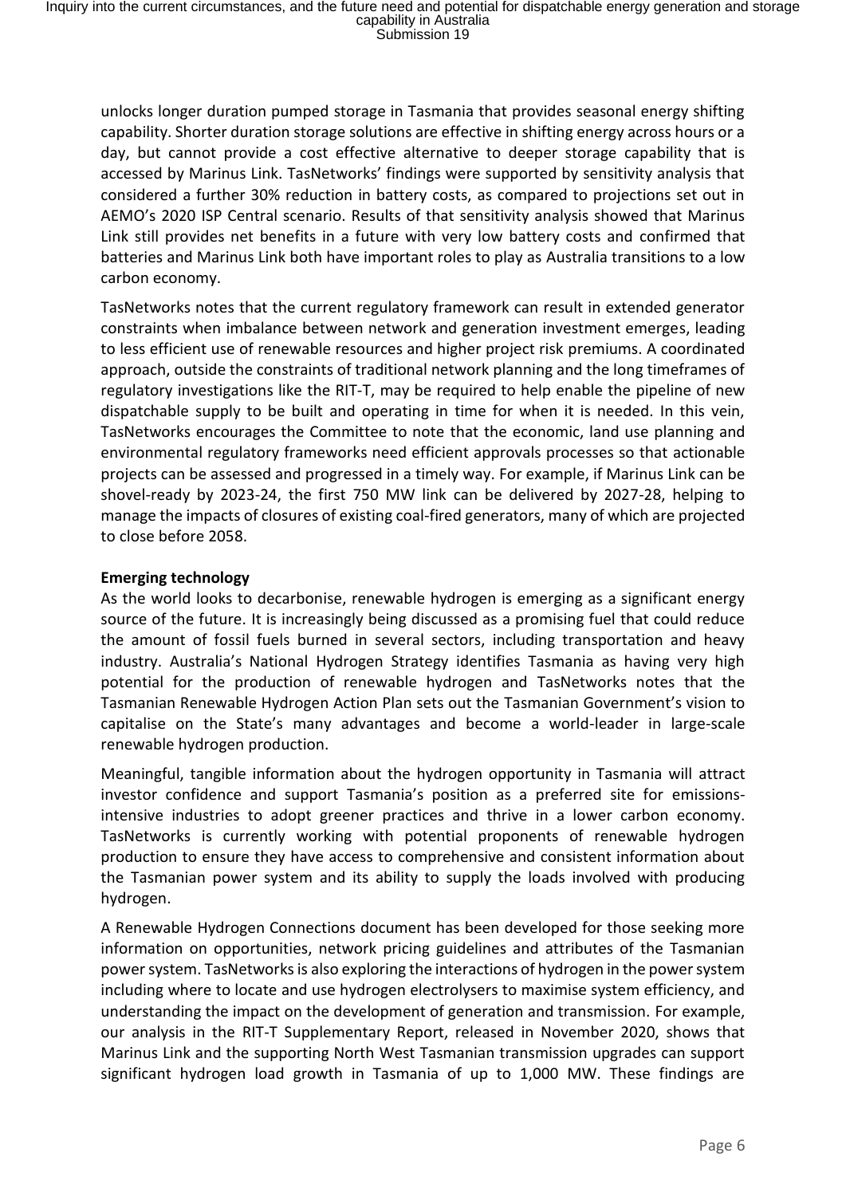unlocks longer duration pumped storage in Tasmania that provides seasonal energy shifting capability. Shorter duration storage solutions are effective in shifting energy across hours or a day, but cannot provide a cost effective alternative to deeper storage capability that is accessed by Marinus Link. TasNetworks' findings were supported by sensitivity analysis that considered a further 30% reduction in battery costs, as compared to projections set out in AEMO's 2020 ISP Central scenario. Results of that sensitivity analysis showed that Marinus Link still provides net benefits in a future with very low battery costs and confirmed that batteries and Marinus Link both have important roles to play as Australia transitions to a low carbon economy.

TasNetworks notes that the current regulatory framework can result in extended generator constraints when imbalance between network and generation investment emerges, leading to less efficient use of renewable resources and higher project risk premiums. A coordinated approach, outside the constraints of traditional network planning and the long timeframes of regulatory investigations like the RIT-T, may be required to help enable the pipeline of new dispatchable supply to be built and operating in time for when it is needed. In this vein, TasNetworks encourages the Committee to note that the economic, land use planning and environmental regulatory frameworks need efficient approvals processes so that actionable projects can be assessed and progressed in a timely way. For example, if Marinus Link can be shovel-ready by 2023-24, the first 750 MW link can be delivered by 2027-28, helping to manage the impacts of closures of existing coal-fired generators, many of which are projected to close before 2058.

**Emerging technology**

As the world looks to decarbonise, renewable hydrogen is emerging as a significant energy source of the future. It is increasingly being discussed as a promising fuel that could reduce the amount of fossil fuels burned in several sectors, including transportation and heavy industry. Australia's National Hydrogen Strategy identifies Tasmania as having very high potential for the production of renewable hydrogen and TasNetworks notes that the Tasmanian Renewable Hydrogen Action Plan sets out the Tasmanian Government's vision to capitalise on the State's many advantages and become a world-leader in large-scale renewable hydrogen production.

Meaningful, tangible information about the hydrogen opportunity in Tasmania will attract investor confidence and support Tasmania's position as a preferred site for emissions-intensive industries to adopt greener practices and thrive in a lower carbon economy. TasNetworks is currently working with potential proponents of renewable hydrogen production to ensure they have access to comprehensive and consistent information about the Tasmanian power system and its ability to supply the loads involved with producing hydrogen.

A Renewable Hydrogen Connections document has been developed for those seeking more information on opportunities, network pricing guidelines and attributes of the Tasmanian power system. TasNetworks is also exploring the interactions of hydrogen in the power system including where to locate and use hydrogen electrolysers to maximise system efficiency, and understanding the impact on the development of generation and transmission. For example, our analysis in the RIT-T Supplementary Report, released in November 2020, shows that Marinus Link and the supporting North West Tasmanian transmission upgrades can support significant hydrogen load growth in Tasmania of up to 1,000 MW. These findings are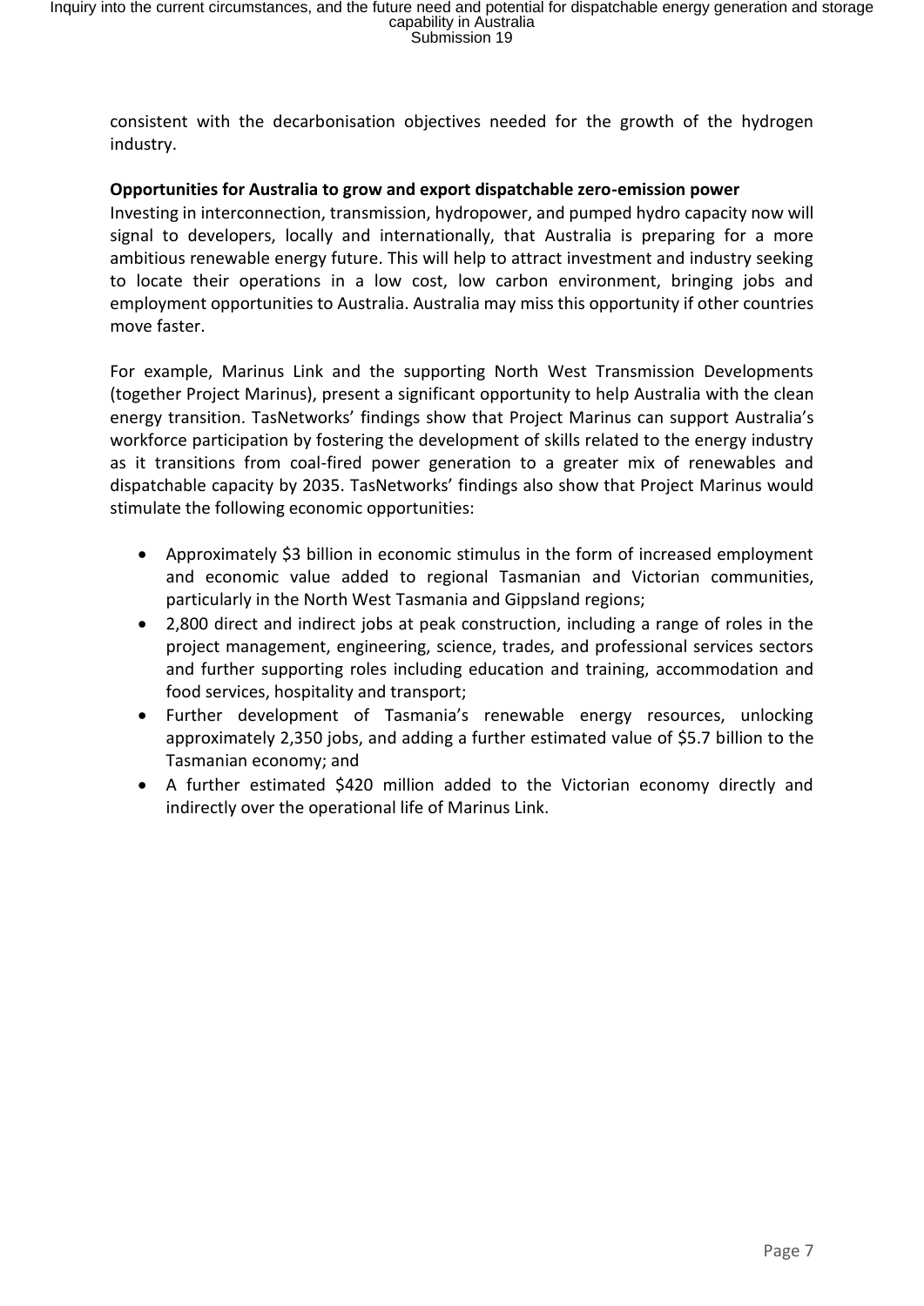consistent with the decarbonisation objectives needed for the growth of the hydrogen industry.

**Opportunities for Australia to grow and export dispatchable zero-emission power**

Investing in interconnection, transmission, hydropower, and pumped hydro capacity now will signal to developers, locally and internationally, that Australia is preparing for a more ambitious renewable energy future. This will help to attract investment and industry seeking to locate their operations in a low cost, low carbon environment, bringing jobs and employment opportunities to Australia. Australia may miss this opportunity if other countries move faster.

For example, Marinus Link and the supporting North West Transmission Developments (together Project Marinus), present a significant opportunity to help Australia with the clean energy transition. TasNetworks' findings show that Project Marinus can support Australia's workforce participation by fostering the development of skills related to the energy industry as it transitions from coal-fired power generation to a greater mix of renewables and dispatchable capacity by 2035. TasNetworks' findings also show that Project Marinus would stimulate the following economic opportunities:

- Approximately $3 billion in economic stimulus in the form of increased employment and economic value added to regional Tasmanian and Victorian communities, particularly in the North West Tasmania and Gippsland regions;
- 2,800 direct and indirect jobs at peak construction, including a range of roles in the project management, engineering, science, trades, and professional services sectors and further supporting roles including education and training, accommodation and food services, hospitality and transport;
- Further development of Tasmania's renewable energy resources, unlocking approximately 2,350 jobs, and adding a further estimated value of $5.7 billion to the Tasmanian economy; and
- A further estimated $420 million added to the Victorian economy directly and indirectly over the operational life of Marinus Link.